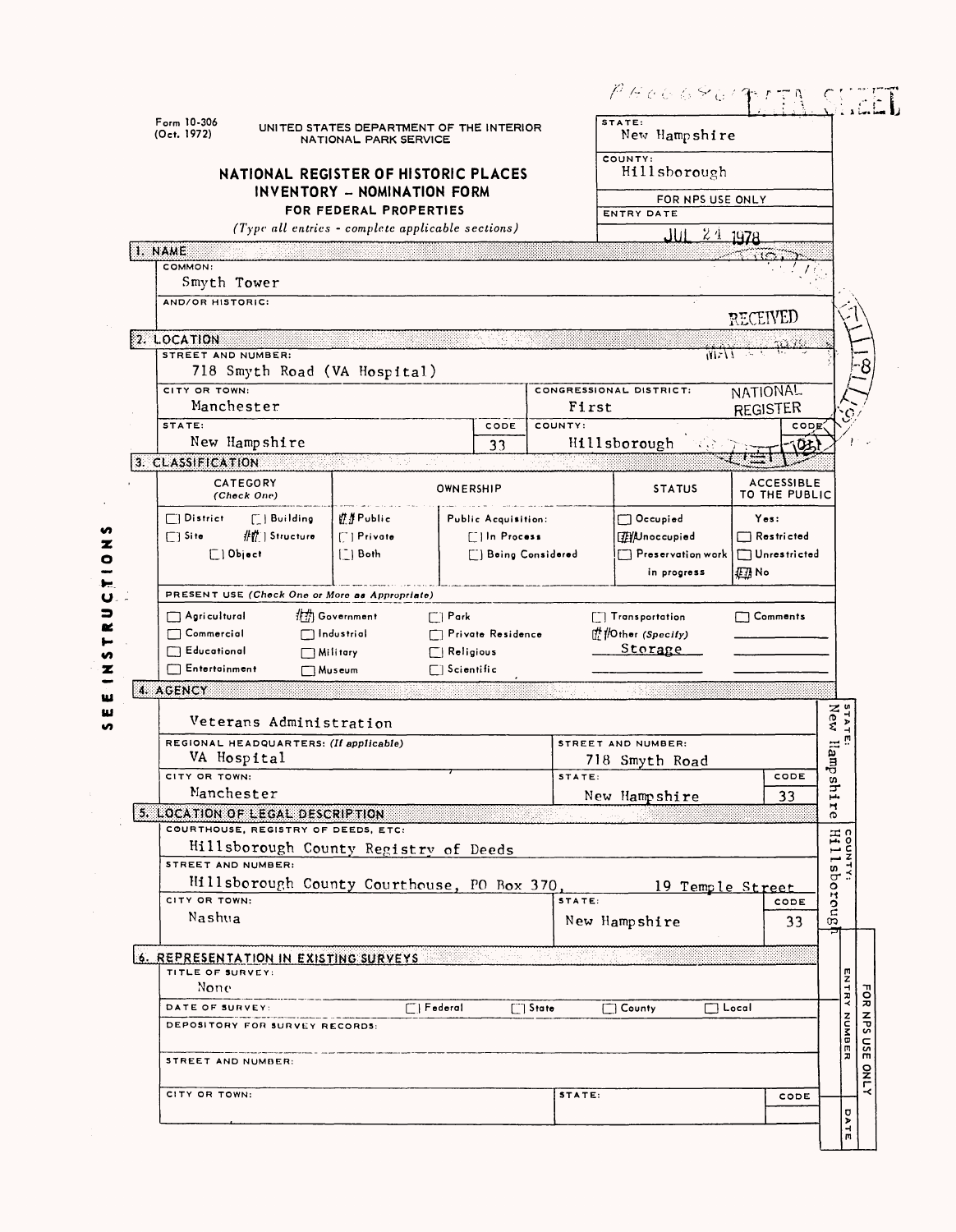Form 10-306 (Oct. 1972)

UNITED STATES DEPARTMENT OF THE INTERIOR
NATIONAL PARK SERVICE

# NATIONAL REGISTER OF HISTORIC PLACES INVENTORY – NOMINATION FORM FOR FEDERAL PROPERTIES

*(Type all entries - complete applicable sections)*

DATA SHEET

STATE: New Hampshire
COUNTY: Hillsborough
FOR NPS USE ONLY
ENTRY DATE: JUL 24 1978

RECEIVED
NATIONAL REGISTER

## 1. NAME

COMMON:
Smyth Tower

AND/OR HISTORIC:

## 2. LOCATION

STREET AND NUMBER:
718 Smyth Road (VA Hospital)

| CITY OR TOWN: | | CONGRESSIONAL DISTRICT: | |
|---|---|---|---|
| Manchester | | First | |
| STATE: | CODE | COUNTY: | CODE |
| New Hampshire | 33 | Hillsborough | 011 |

## 3. CLASSIFICATION

| CATEGORY (Check One) | OWNERSHIP | | STATUS | ACCESSIBLE TO THE PUBLIC |
|---|---|---|---|---|
| ☐ District ☐ Building | ☒ Public | Public Acquisition: | ☐ Occupied | Yes: |
| ☐ Site ☒ Structure | ☐ Private | ☐ In Process | ☒ Unoccupied | ☐ Restricted |
| ☐ Object | ☐ Both | ☐ Being Considered | ☐ Preservation work in progress | ☐ Unrestricted |
| | | | | ☒ No |

PRESENT USE *(Check One or More as Appropriate)*

| | | | | |
|---|---|---|---|---|
| ☐ Agricultural | ☒ Government | ☐ Park | ☐ Transportation | ☐ Comments |
| ☐ Commercial | ☐ Industrial | ☐ Private Residence | ☒ Other (Specify) Storage | |
| ☐ Educational | ☐ Military | ☐ Religious | | |
| ☐ Entertainment | ☐ Museum | ☐ Scientific | | |

## 4. AGENCY

Veterans Administration

| REGIONAL HEADQUARTERS: (If applicable) | STREET AND NUMBER: | |
|---|---|---|
| VA Hospital | 718 Smyth Road | |
| CITY OR TOWN: | STATE: | CODE |
| Manchester | New Hampshire | 33 |

## 5. LOCATION OF LEGAL DESCRIPTION

COURTHOUSE, REGISTRY OF DEEDS, ETC:
Hillsborough County Registry of Deeds

STREET AND NUMBER:
Hillsborough County Courthouse, PO Box 370, 19 Temple Street

| CITY OR TOWN: | STATE: | CODE |
|---|---|---|
| Nashua | New Hampshire | 33 |

## 6. REPRESENTATION IN EXISTING SURVEYS

TITLE OF SURVEY:
None

DATE OF SURVEY: ☐ Federal ☐ State ☐ County ☐ Local

DEPOSITORY FOR SURVEY RECORDS:

STREET AND NUMBER:

| CITY OR TOWN: | STATE: | CODE |
|---|---|---|
| | | |

SEE INSTRUCTIONS

STATE: New Hampshire
COUNTY: Hillsborough
FOR NPS USE ONLY
ENTRY NUMBER
DATE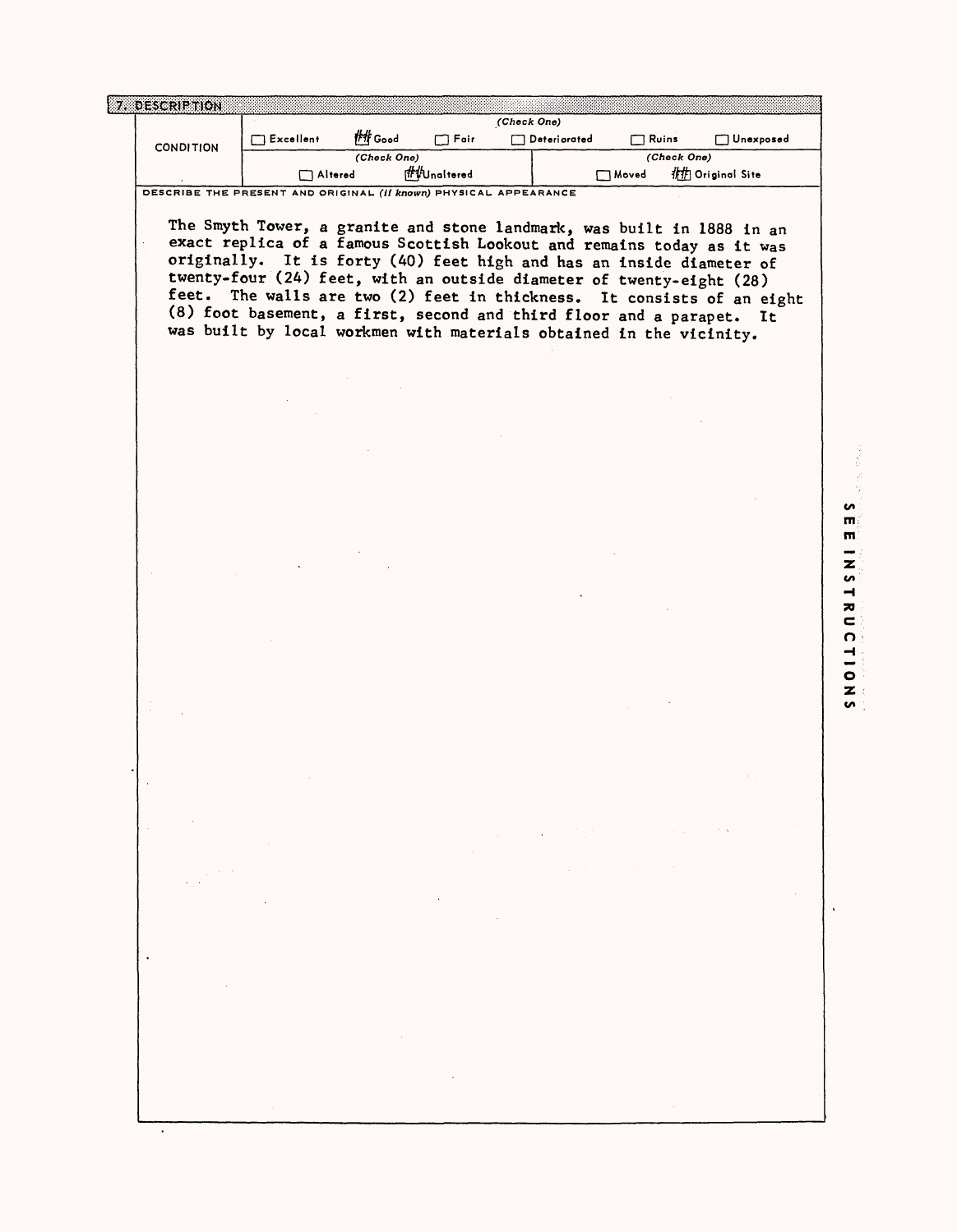## 7. DESCRIPTION

| CONDITION | (Check One) | | | | | |
|---|---|---|---|---|---|---|
| | ☐ Excellent | ☒ Good | ☐ Fair | ☐ Deteriorated | ☐ Ruins | ☐ Unexposed |
| | (Check One) | | | (Check One) | | |
| | ☐ Altered | ☒ Unaltered | | ☐ Moved | ☒ Original Site | |

DESCRIBE THE PRESENT AND ORIGINAL *(if known)* PHYSICAL APPEARANCE

The Smyth Tower, a granite and stone landmark, was built in 1888 in an exact replica of a famous Scottish Lookout and remains today as it was originally. It is forty (40) feet high and has an inside diameter of twenty-four (24) feet, with an outside diameter of twenty-eight (28) feet. The walls are two (2) feet in thickness. It consists of an eight (8) foot basement, a first, second and third floor and a parapet. It was built by local workmen with materials obtained in the vicinity.

SEE INSTRUCTIONS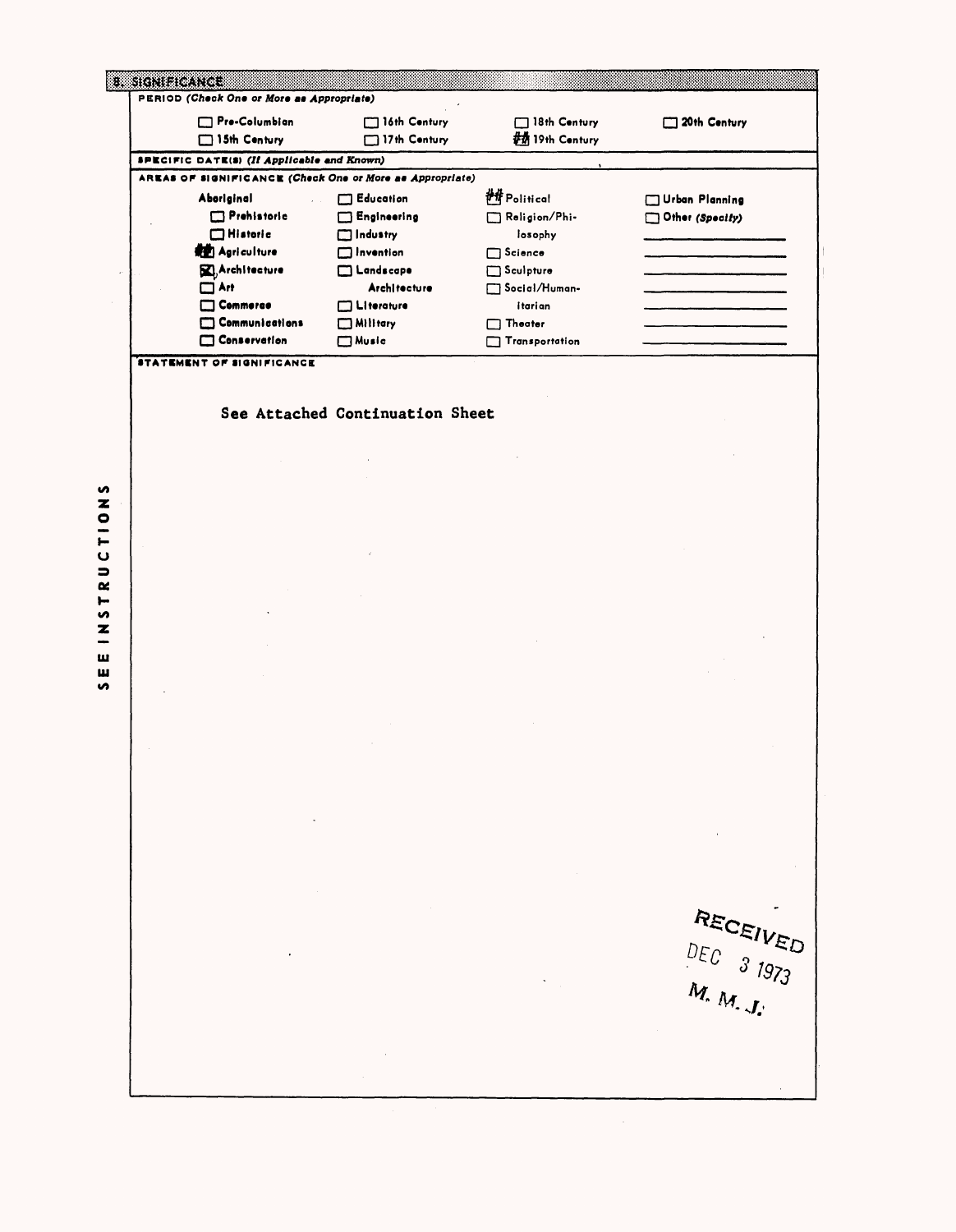## 8. SIGNIFICANCE

**PERIOD** *(Check One or More as Appropriate)*

| | | | |
|---|---|---|---|
| ☐ Pre-Columbian | ☐ 16th Century | ☐ 18th Century | ☐ 20th Century |
| ☐ 15th Century | ☐ 17th Century | ☒ 19th Century | |

**SPECIFIC DATE(S)** *(If Applicable and Known)*

**AREAS OF SIGNIFICANCE** *(Check One or More as Appropriate)*

| | | | |
|---|---|---|---|
| Aboriginal | ☐ Education | ☒ Political | ☐ Urban Planning |
| ☐ Prehistoric | ☐ Engineering | ☐ Religion/Philosophy | ☐ Other *(Specify)* |
| ☐ Historic | ☐ Industry | | |
| ☒ Agriculture | ☐ Invention | ☐ Science | |
| ☒ Architecture | ☐ Landscape Architecture | ☐ Sculpture | |
| ☐ Art | | ☐ Social/Humanitarian | |
| ☐ Commerce | ☐ Literature | | |
| ☐ Communications | ☐ Military | ☐ Theater | |
| ☐ Conservation | ☐ Music | ☐ Transportation | |

**STATEMENT OF SIGNIFICANCE**

See Attached Continuation Sheet

RECEIVED
DEC 3 1973
M. M. J.

SEE INSTRUCTIONS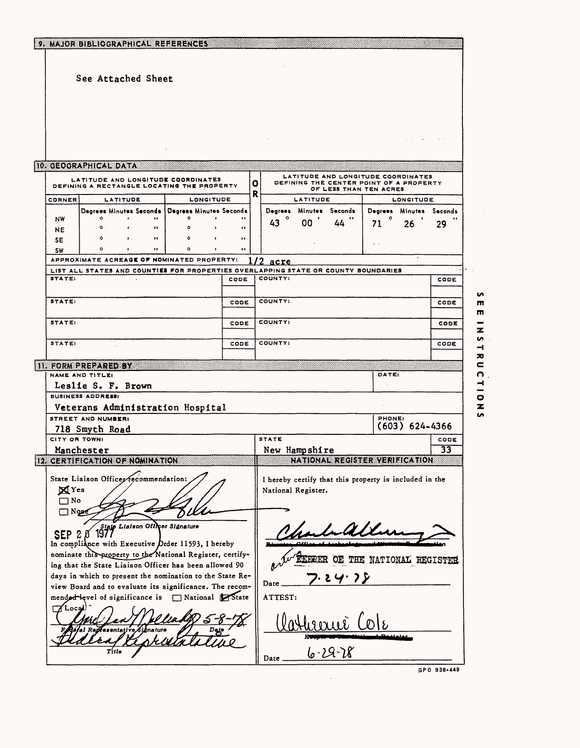## 9. MAJOR BIBLIOGRAPHICAL REFERENCES

See Attached Sheet

## 10. GEOGRAPHICAL DATA

| LATITUDE AND LONGITUDE COORDINATES DEFINING A RECTANGLE LOCATING THE PROPERTY | | | OR | LATITUDE AND LONGITUDE COORDINATES DEFINING THE CENTER POINT OF A PROPERTY OF LESS THAN TEN ACRES | |
|---|---|---|---|---|---|
| CORNER | LATITUDE | LONGITUDE | | LATITUDE | LONGITUDE |
| | Degrees Minutes Seconds | Degrees Minutes Seconds | | Degrees Minutes Seconds | Degrees Minutes Seconds |
| NW | ° ' " | ° ' " | | 43 ° 00 ' 44 " | 71 ° 26 ' 29 " |
| NE | ° ' " | ° ' " | | | |
| SE | ° ' " | ° ' " | | | |
| SW | ° ' " | ° ' " | | | |

APPROXIMATE ACREAGE OF NOMINATED PROPERTY: 1/2 acre

LIST ALL STATES AND COUNTIES FOR PROPERTIES OVERLAPPING STATE OR COUNTY BOUNDARIES

| STATE: | CODE | COUNTY: | CODE |
|---|---|---|---|
| STATE: | CODE | COUNTY: | CODE |
| STATE: | CODE | COUNTY: | CODE |
| STATE: | CODE | COUNTY: | CODE |

SEE INSTRUCTIONS

## 11. FORM PREPARED BY

NAME AND TITLE: Leslie S. F. Brown

DATE:

BUSINESS ADDRESS: Veterans Administration Hospital

STREET AND NUMBER: 718 Smyth Road

PHONE: (603) 624-4366

CITY OR TOWN: Manchester

STATE: New Hampshire

CODE: 33

## 12. CERTIFICATION OF NOMINATION

State Liaison Officer recommendation:

☒ Yes
☐ No
☐ None

State Liaison Officer Signature

SEP 20 1977

In compliance with Executive Order 11593, I hereby nominate this property to the National Register, certifying that the State Liaison Officer has been allowed 90 days in which to present the nomination to the State Review Board and to evaluate its significance. The recommended level of significance is ☐ National ☒ State ☐ Local

Federal Representative Signature — Date 5-8-78

Title: Federal Representative

## NATIONAL REGISTER VERIFICATION

I hereby certify that this property is included in the National Register.

~~Director, Office of Archeology and Historic Preservation~~ acting KEEPER OF THE NATIONAL REGISTER

Date 7.24.78

ATTEST:

Catherine Cole

~~Keeper of The National Register~~

Date 6-29-78

GPO 938-449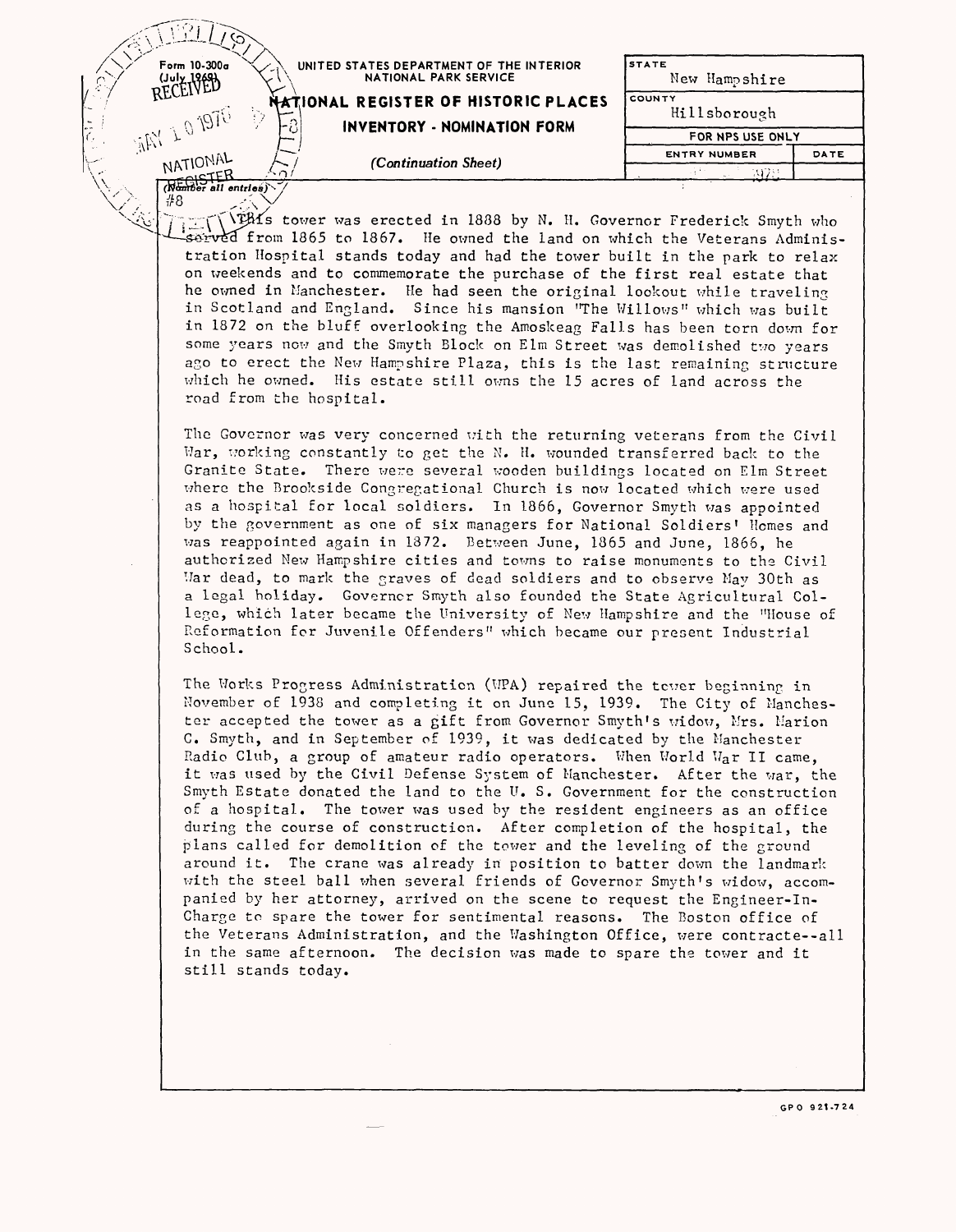Form 10-300a
(July 1969)

UNITED STATES DEPARTMENT OF THE INTERIOR
NATIONAL PARK SERVICE

**NATIONAL REGISTER OF HISTORIC PLACES**
**INVENTORY - NOMINATION FORM**

*(Continuation Sheet)*

| STATE | |
|---|---|
| New Hampshire | |
| COUNTY | |
| Hillsborough | |
| FOR NPS USE ONLY | |
| ENTRY NUMBER | DATE |

RECEIVED MAY 10 1976 NATIONAL REGISTER

(Number all entries)

#8

This tower was erected in 1888 by N. H. Governor Frederick Smyth who served from 1865 to 1867. He owned the land on which the Veterans Administration Hospital stands today and had the tower built in the park to relax on weekends and to commemorate the purchase of the first real estate that he owned in Manchester. He had seen the original lookout while traveling in Scotland and England. Since his mansion "The Willows" which was built in 1872 on the bluff overlooking the Amoskeag Falls has been torn down for some years now and the Smyth Block on Elm Street was demolished two years ago to erect the New Hampshire Plaza, this is the last remaining structure which he owned. His estate still owns the 15 acres of land across the road from the hospital.

The Governor was very concerned with the returning veterans from the Civil War, working constantly to get the N. H. wounded transferred back to the Granite State. There were several wooden buildings located on Elm Street where the Brookside Congregational Church is now located which were used as a hospital for local soldiers. In 1866, Governor Smyth was appointed by the government as one of six managers for National Soldiers' Homes and was reappointed again in 1872. Between June, 1865 and June, 1866, he authorized New Hampshire cities and towns to raise monuments to the Civil War dead, to mark the graves of dead soldiers and to observe May 30th as a legal holiday. Governor Smyth also founded the State Agricultural College, which later became the University of New Hampshire and the "House of Reformation for Juvenile Offenders" which became our present Industrial School.

The Works Progress Administration (WPA) repaired the tower beginning in November of 1938 and completing it on June 15, 1939. The City of Manchester accepted the tower as a gift from Governor Smyth's widow, Mrs. Marion C. Smyth, and in September of 1939, it was dedicated by the Manchester Radio Club, a group of amateur radio operators. When World War II came, it was used by the Civil Defense System of Manchester. After the war, the Smyth Estate donated the land to the U. S. Government for the construction of a hospital. The tower was used by the resident engineers as an office during the course of construction. After completion of the hospital, the plans called for demolition of the tower and the leveling of the ground around it. The crane was already in position to batter down the landmark with the steel ball when several friends of Governor Smyth's widow, accompanied by her attorney, arrived on the scene to request the Engineer-In-Charge to spare the tower for sentimental reasons. The Boston office of the Veterans Administration, and the Washington Office, were contracte--all in the same afternoon. The decision was made to spare the tower and it still stands today.

GPO 921-724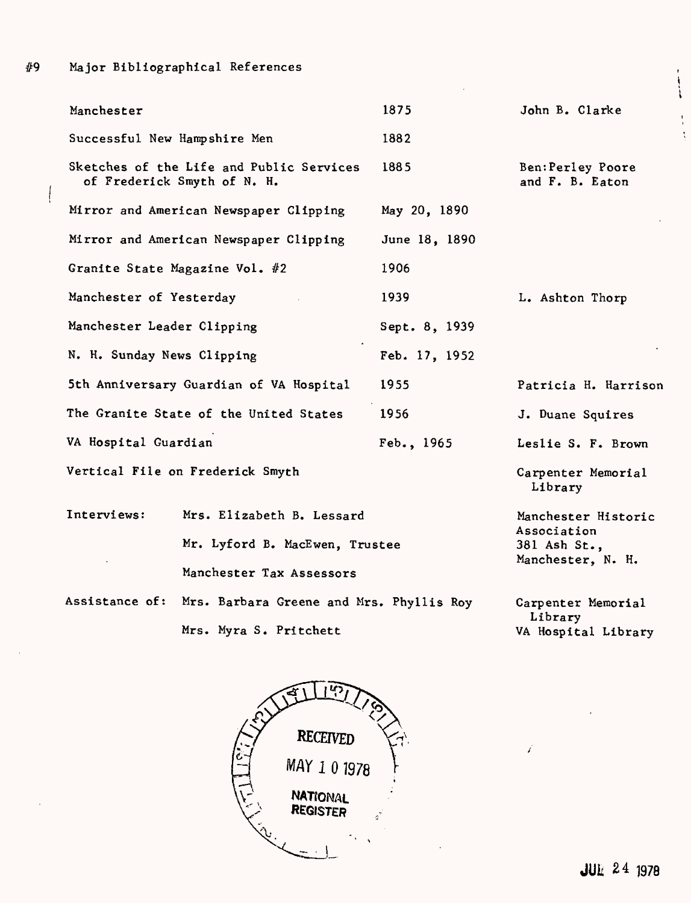# #9 Major Bibliographical References

| | | |
|---|---|---|
| Manchester | 1875 | John B. Clarke |
| Successful New Hampshire Men | 1882 | |
| Sketches of the Life and Public Services of Frederick Smyth of N. H. | 1885 | Ben:Perley Poore and F. B. Eaton |
| Mirror and American Newspaper Clipping | May 20, 1890 | |
| Mirror and American Newspaper Clipping | June 18, 1890 | |
| Granite State Magazine Vol. #2 | 1906 | |
| Manchester of Yesterday | 1939 | L. Ashton Thorp |
| Manchester Leader Clipping | Sept. 8, 1939 | |
| N. H. Sunday News Clipping | Feb. 17, 1952 | |
| 5th Anniversary Guardian of VA Hospital | 1955 | Patricia H. Harrison |
| The Granite State of the United States | 1956 | J. Duane Squires |
| VA Hospital Guardian | Feb., 1965 | Leslie S. F. Brown |
| Vertical File on Frederick Smyth | | Carpenter Memorial Library |

Interviews: Mrs. Elizabeth B. Lessard
Mr. Lyford B. MacEwen, Trustee
Manchester Tax Assessors

Manchester Historic Association
381 Ash St.,
Manchester, N. H.

Assistance of: Mrs. Barbara Greene and Mrs. Phyllis Roy — Carpenter Memorial Library
Mrs. Myra S. Pritchett — VA Hospital Library

RECEIVED
MAY 1 0 1978
NATIONAL REGISTER

JUL 24 1978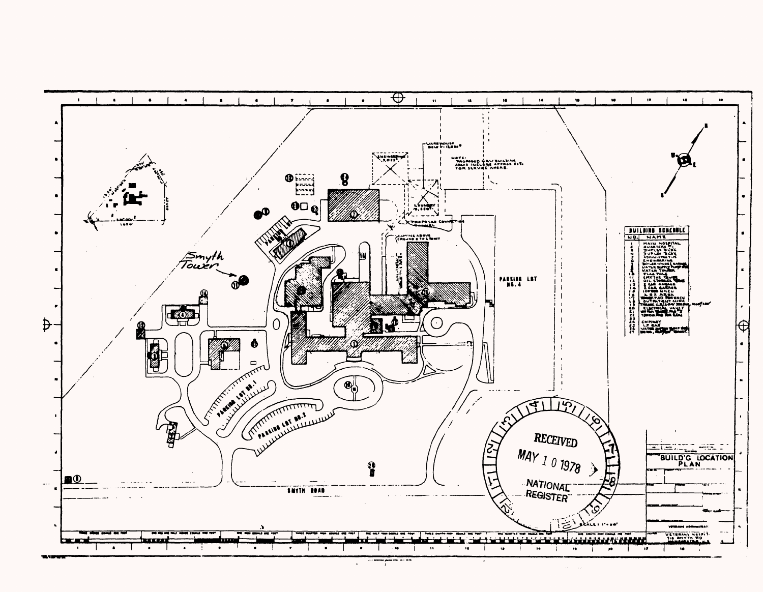Smyth Tower

PARKING LOT NO. 4

PARKING LOT NO. 1

PARKING LOT NO. 2

SMYTH ROAD

WAREHOUSE

ENGINEERING

LAUNDRY

PROPOSED CONNECTING TUNNEL

NOTE: PROPOSED NEW BUILDING AREAS INCLUDE APPROX. EST. FOR SERVICE AREAS.

| BUILDING SCHEDULE | |
|---|---|
| NO. | NAME |
| 1 | MAIN HOSPITAL |
| 2 | QUARTERS |
| 3 | DUPLEX BLDG |
| 4 | DUPLEX BLDG |
| 5 | ADMINISTRATIVE |
| 6 | ENGINEERING |
| 7 | BOILER HOUSE & GARAGE |
| 8 | WATER SUPPLY PUMP HSE |
| 9 | WATER TOWER |
| 10 | FLAG POLE |
| 11 | SMYTHE TOWER |
| 12 | OIL STORAGE TANK |
| 13 | 2 CAR GARAGE |
| 14 | 2 CAR GARAGE |
| 16 | 120 BED NHCU |
| 17 | LAUNDRY |
| 18 | OUTPATIENT CLINIC |
| 20 | ELECTRICAL VAULT |
| 23 | CHIMNEY |
| 24 | LP GAS |
| 25 | WATER |

RECEIVED MAY 10 1978 NATIONAL REGISTER

BUILD'G LOCATION PLAN

VETERANS ADMINISTRATION

VETERANS HOSPITAL 718 SMYTH RD MANCHESTER

SCALE 1"=80'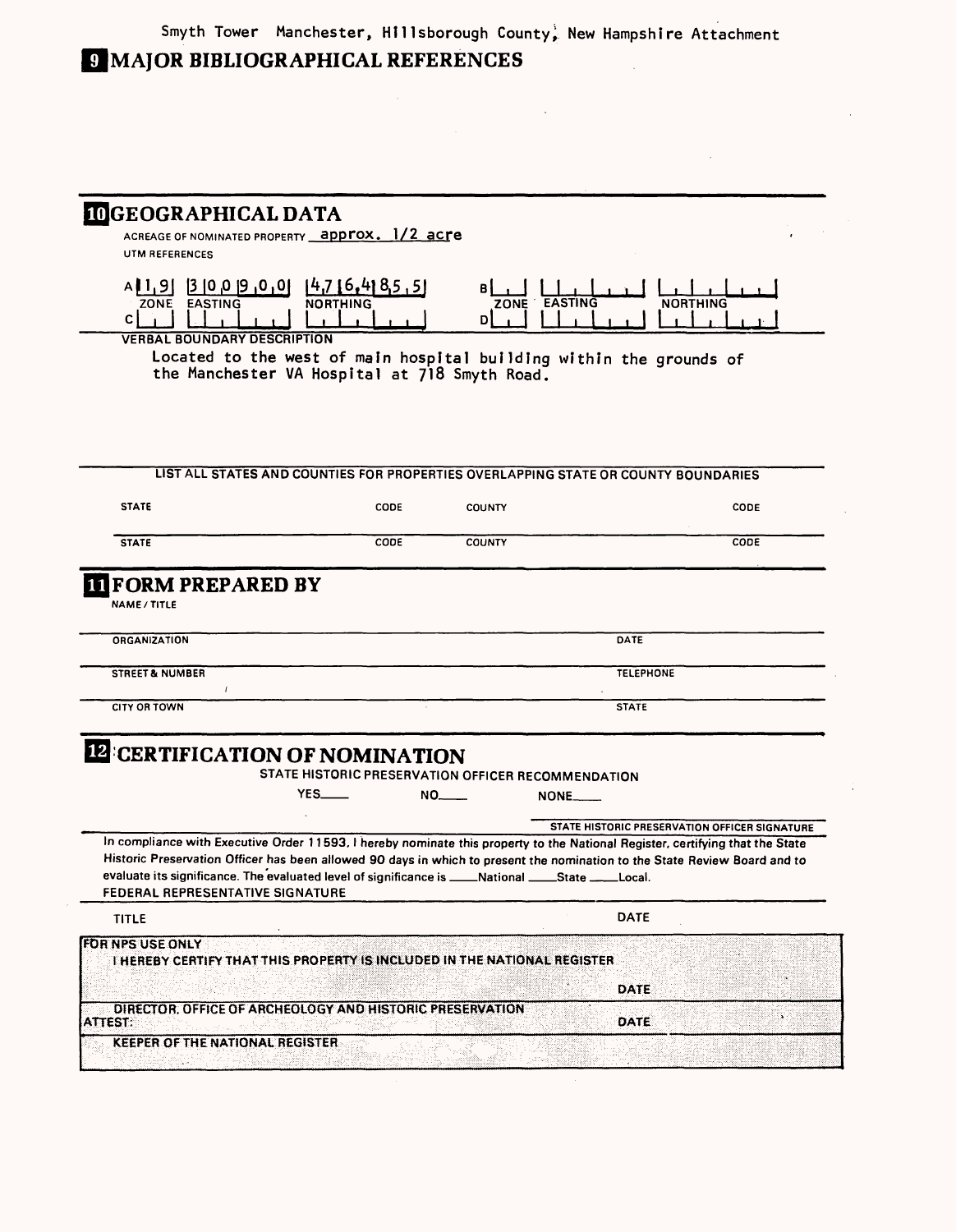Smyth Tower Manchester, Hillsborough County, New Hampshire Attachment

## 9 MAJOR BIBLIOGRAPHICAL REFERENCES

## 10 GEOGRAPHICAL DATA

ACREAGE OF NOMINATED PROPERTY approx. 1/2 acre

UTM REFERENCES

| | ZONE | EASTING | NORTHING |
|---|---|---|---|
| A | 19 | 300900 | 4764855 |
| B | | | |
| C | | | |
| D | | | |

VERBAL BOUNDARY DESCRIPTION

Located to the west of main hospital building within the grounds of the Manchester VA Hospital at 718 Smyth Road.

LIST ALL STATES AND COUNTIES FOR PROPERTIES OVERLAPPING STATE OR COUNTY BOUNDARIES

| STATE | CODE | COUNTY | CODE |
|---|---|---|---|
| STATE | CODE | COUNTY | CODE |

## 11 FORM PREPARED BY

NAME / TITLE

ORGANIZATION | DATE

STREET & NUMBER | TELEPHONE

CITY OR TOWN | STATE

## 12 CERTIFICATION OF NOMINATION

STATE HISTORIC PRESERVATION OFFICER RECOMMENDATION

YES____ NO____ NONE____

STATE HISTORIC PRESERVATION OFFICER SIGNATURE

In compliance with Executive Order 11593, I hereby nominate this property to the National Register, certifying that the State Historic Preservation Officer has been allowed 90 days in which to present the nomination to the State Review Board and to evaluate its significance. The evaluated level of significance is ____National ____State ____Local.

FEDERAL REPRESENTATIVE SIGNATURE

TITLE | DATE

FOR NPS USE ONLY

I HEREBY CERTIFY THAT THIS PROPERTY IS INCLUDED IN THE NATIONAL REGISTER

DATE

DIRECTOR, OFFICE OF ARCHEOLOGY AND HISTORIC PRESERVATION

ATTEST: DATE

KEEPER OF THE NATIONAL REGISTER